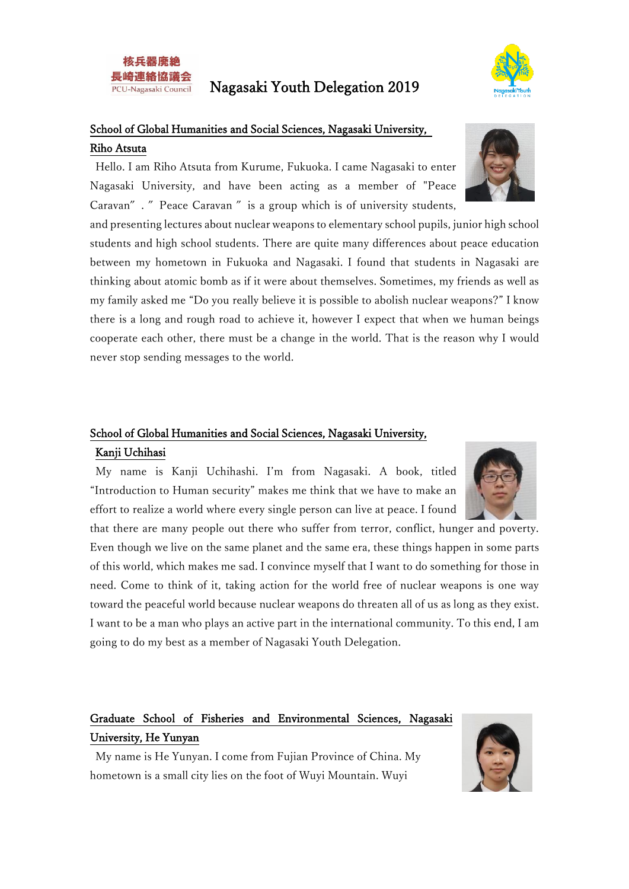核兵器廃絶
長崎連絡協議会
PCU-Nagasaki Council

# Nagasaki Youth Delegation 2019

## School of Global Humanities and Social Sciences, Nagasaki University, Riho Atsuta

Hello. I am Riho Atsuta from Kurume, Fukuoka. I came Nagasaki to enter Nagasaki University, and have been acting as a member of "Peace Caravan″. ″ Peace Caravan ″ is a group which is of university students, and presenting lectures about nuclear weapons to elementary school pupils, junior high school students and high school students. There are quite many differences about peace education between my hometown in Fukuoka and Nagasaki. I found that students in Nagasaki are thinking about atomic bomb as if it were about themselves. Sometimes, my friends as well as my family asked me "Do you really believe it is possible to abolish nuclear weapons?" I know there is a long and rough road to achieve it, however I expect that when we human beings cooperate each other, there must be a change in the world. That is the reason why I would never stop sending messages to the world.

## School of Global Humanities and Social Sciences, Nagasaki University, Kanji Uchihasi

My name is Kanji Uchihashi. I'm from Nagasaki. A book, titled "Introduction to Human security" makes me think that we have to make an effort to realize a world where every single person can live at peace. I found that there are many people out there who suffer from terror, conflict, hunger and poverty. Even though we live on the same planet and the same era, these things happen in some parts of this world, which makes me sad. I convince myself that I want to do something for those in need. Come to think of it, taking action for the world free of nuclear weapons is one way toward the peaceful world because nuclear weapons do threaten all of us as long as they exist. I want to be a man who plays an active part in the international community. To this end, I am going to do my best as a member of Nagasaki Youth Delegation.

## Graduate School of Fisheries and Environmental Sciences, Nagasaki University, He Yunyan

My name is He Yunyan. I come from Fujian Province of China. My hometown is a small city lies on the foot of Wuyi Mountain. Wuyi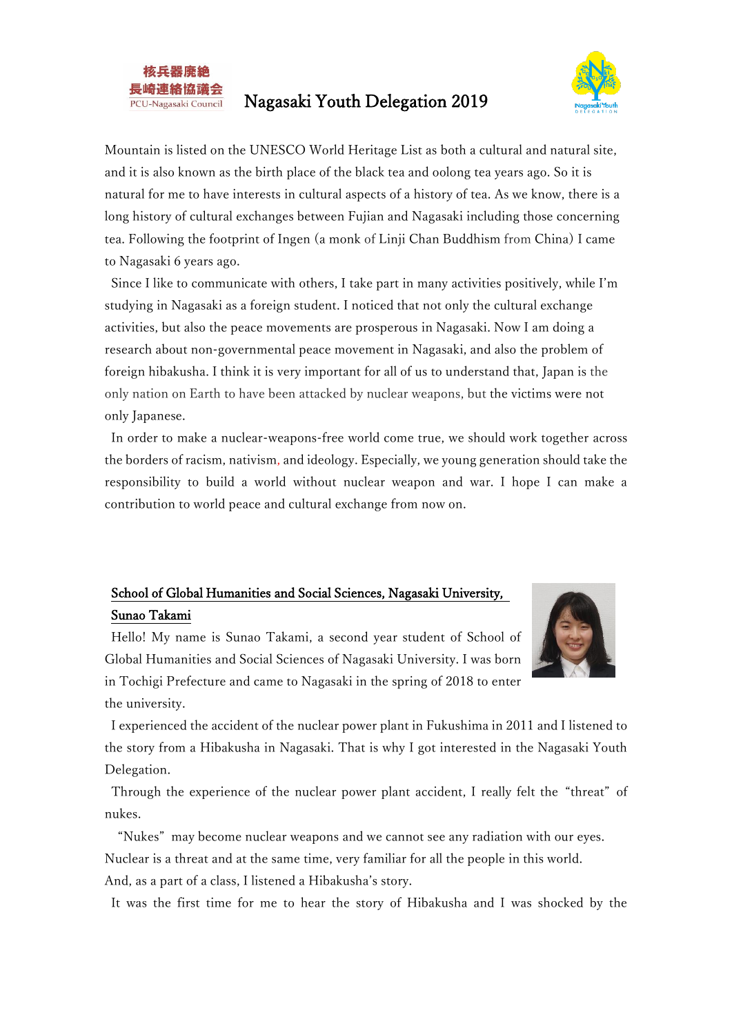Mountain is listed on the UNESCO World Heritage List as both a cultural and natural site, and it is also known as the birth place of the black tea and oolong tea years ago. So it is natural for me to have interests in cultural aspects of a history of tea. As we know, there is a long history of cultural exchanges between Fujian and Nagasaki including those concerning tea. Following the footprint of Ingen (a monk of Linji Chan Buddhism from China) I came to Nagasaki 6 years ago.

Since I like to communicate with others, I take part in many activities positively, while I'm studying in Nagasaki as a foreign student. I noticed that not only the cultural exchange activities, but also the peace movements are prosperous in Nagasaki. Now I am doing a research about non-governmental peace movement in Nagasaki, and also the problem of foreign hibakusha. I think it is very important for all of us to understand that, Japan is the only nation on Earth to have been attacked by nuclear weapons, but the victims were not only Japanese.

In order to make a nuclear-weapons-free world come true, we should work together across the borders of racism, nativism, and ideology. Especially, we young generation should take the responsibility to build a world without nuclear weapon and war. I hope I can make a contribution to world peace and cultural exchange from now on.

## School of Global Humanities and Social Sciences, Nagasaki University, Sunao Takami

Hello! My name is Sunao Takami, a second year student of School of Global Humanities and Social Sciences of Nagasaki University. I was born in Tochigi Prefecture and came to Nagasaki in the spring of 2018 to enter the university.

I experienced the accident of the nuclear power plant in Fukushima in 2011 and I listened to the story from a Hibakusha in Nagasaki. That is why I got interested in the Nagasaki Youth Delegation.

Through the experience of the nuclear power plant accident, I really felt the "threat" of nukes.

"Nukes" may become nuclear weapons and we cannot see any radiation with our eyes. Nuclear is a threat and at the same time, very familiar for all the people in this world. And, as a part of a class, I listened a Hibakusha's story.

It was the first time for me to hear the story of Hibakusha and I was shocked by the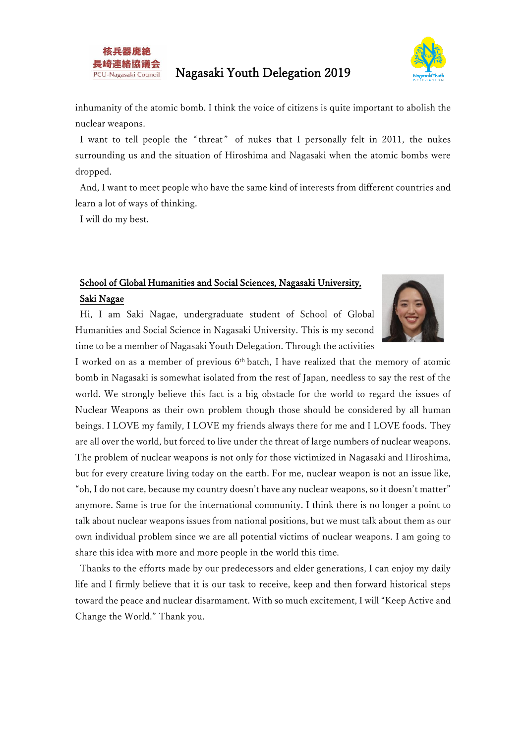inhumanity of the atomic bomb. I think the voice of citizens is quite important to abolish the nuclear weapons.

I want to tell people the "threat" of nukes that I personally felt in 2011, the nukes surrounding us and the situation of Hiroshima and Nagasaki when the atomic bombs were dropped.

And, I want to meet people who have the same kind of interests from different countries and learn a lot of ways of thinking.

I will do my best.

## School of Global Humanities and Social Sciences, Nagasaki University, Saki Nagae

Hi, I am Saki Nagae, undergraduate student of School of Global Humanities and Social Science in Nagasaki University. This is my second time to be a member of Nagasaki Youth Delegation. Through the activities I worked on as a member of previous 6th batch, I have realized that the memory of atomic bomb in Nagasaki is somewhat isolated from the rest of Japan, needless to say the rest of the world. We strongly believe this fact is a big obstacle for the world to regard the issues of Nuclear Weapons as their own problem though those should be considered by all human beings. I LOVE my family, I LOVE my friends always there for me and I LOVE foods. They are all over the world, but forced to live under the threat of large numbers of nuclear weapons. The problem of nuclear weapons is not only for those victimized in Nagasaki and Hiroshima, but for every creature living today on the earth. For me, nuclear weapon is not an issue like, "oh, I do not care, because my country doesn't have any nuclear weapons, so it doesn't matter" anymore. Same is true for the international community. I think there is no longer a point to talk about nuclear weapons issues from national positions, but we must talk about them as our own individual problem since we are all potential victims of nuclear weapons. I am going to share this idea with more and more people in the world this time.

Thanks to the efforts made by our predecessors and elder generations, I can enjoy my daily life and I firmly believe that it is our task to receive, keep and then forward historical steps toward the peace and nuclear disarmament. With so much excitement, I will "Keep Active and Change the World." Thank you.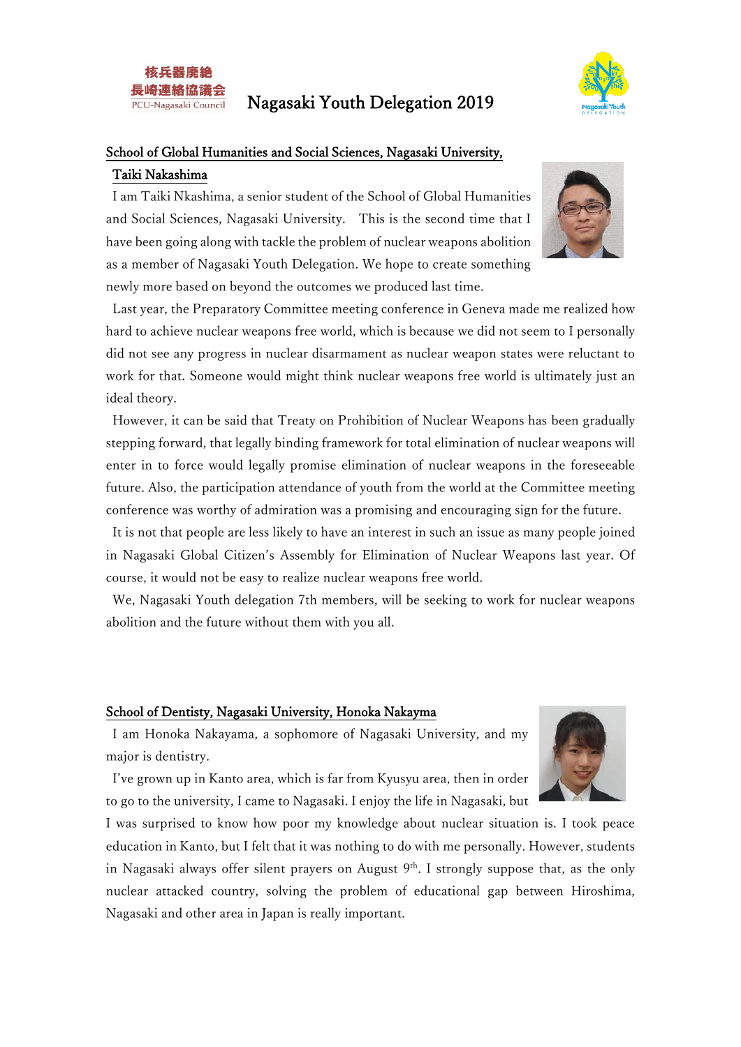Nagasaki Youth Delegation 2019

## School of Global Humanities and Social Sciences, Nagasaki University, Taiki Nakashima

I am Taiki Nkashima, a senior student of the School of Global Humanities and Social Sciences, Nagasaki University.  This is the second time that I have been going along with tackle the problem of nuclear weapons abolition as a member of Nagasaki Youth Delegation. We hope to create something newly more based on beyond the outcomes we produced last time.

Last year, the Preparatory Committee meeting conference in Geneva made me realized how hard to achieve nuclear weapons free world, which is because we did not seem to I personally did not see any progress in nuclear disarmament as nuclear weapon states were reluctant to work for that. Someone would might think nuclear weapons free world is ultimately just an ideal theory.

However, it can be said that Treaty on Prohibition of Nuclear Weapons has been gradually stepping forward, that legally binding framework for total elimination of nuclear weapons will enter in to force would legally promise elimination of nuclear weapons in the foreseeable future. Also, the participation attendance of youth from the world at the Committee meeting conference was worthy of admiration was a promising and encouraging sign for the future.

It is not that people are less likely to have an interest in such an issue as many people joined in Nagasaki Global Citizen's Assembly for Elimination of Nuclear Weapons last year. Of course, it would not be easy to realize nuclear weapons free world.

We, Nagasaki Youth delegation 7th members, will be seeking to work for nuclear weapons abolition and the future without them with you all.

## School of Dentisty, Nagasaki University, Honoka Nakayma

I am Honoka Nakayama, a sophomore of Nagasaki University, and my major is dentistry.

I've grown up in Kanto area, which is far from Kyusyu area, then in order to go to the university, I came to Nagasaki. I enjoy the life in Nagasaki, but I was surprised to know how poor my knowledge about nuclear situation is. I took peace education in Kanto, but I felt that it was nothing to do with me personally. However, students in Nagasaki always offer silent prayers on August 9th. I strongly suppose that, as the only nuclear attacked country, solving the problem of educational gap between Hiroshima, Nagasaki and other area in Japan is really important.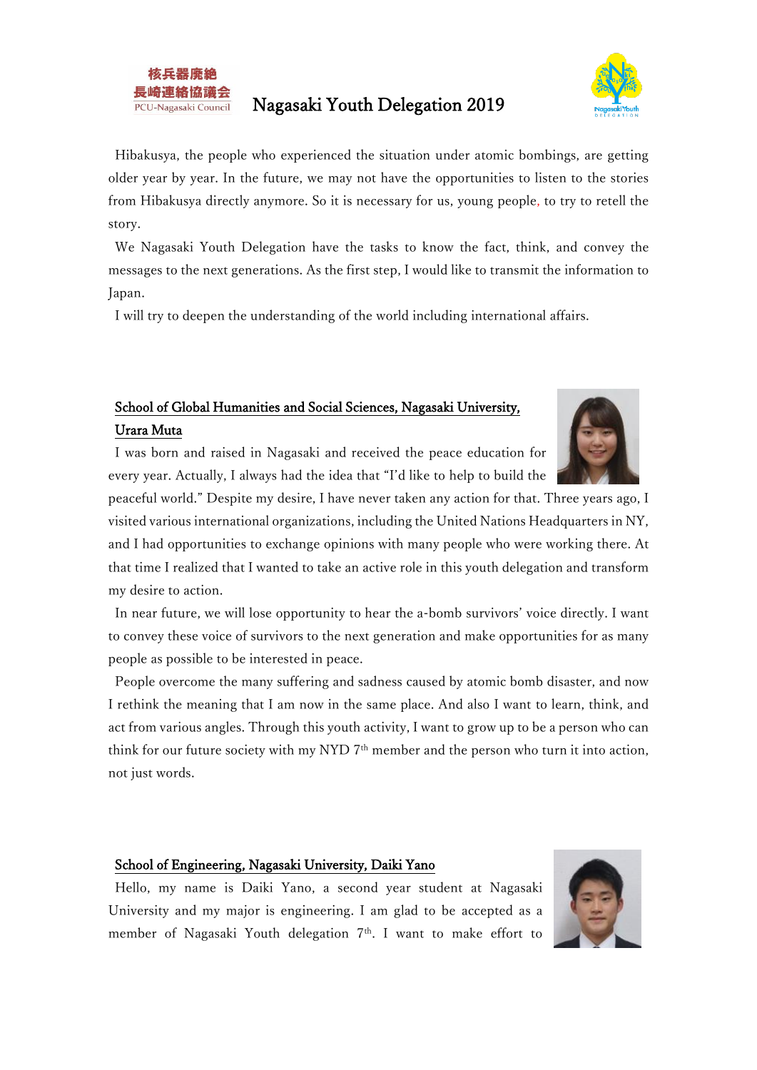Hibakusya, the people who experienced the situation under atomic bombings, are getting older year by year. In the future, we may not have the opportunities to listen to the stories from Hibakusya directly anymore. So it is necessary for us, young people, to try to retell the story.

We Nagasaki Youth Delegation have the tasks to know the fact, think, and convey the messages to the next generations. As the first step, I would like to transmit the information to Japan.

I will try to deepen the understanding of the world including international affairs.

## School of Global Humanities and Social Sciences, Nagasaki University, Urara Muta

I was born and raised in Nagasaki and received the peace education for every year. Actually, I always had the idea that "I'd like to help to build the peaceful world." Despite my desire, I have never taken any action for that. Three years ago, I visited various international organizations, including the United Nations Headquarters in NY, and I had opportunities to exchange opinions with many people who were working there. At that time I realized that I wanted to take an active role in this youth delegation and transform my desire to action.

In near future, we will lose opportunity to hear the a-bomb survivors' voice directly. I want to convey these voice of survivors to the next generation and make opportunities for as many people as possible to be interested in peace.

People overcome the many suffering and sadness caused by atomic bomb disaster, and now I rethink the meaning that I am now in the same place. And also I want to learn, think, and act from various angles. Through this youth activity, I want to grow up to be a person who can think for our future society with my NYD 7th member and the person who turn it into action, not just words.

## School of Engineering, Nagasaki University, Daiki Yano

Hello, my name is Daiki Yano, a second year student at Nagasaki University and my major is engineering. I am glad to be accepted as a member of Nagasaki Youth delegation 7th. I want to make effort to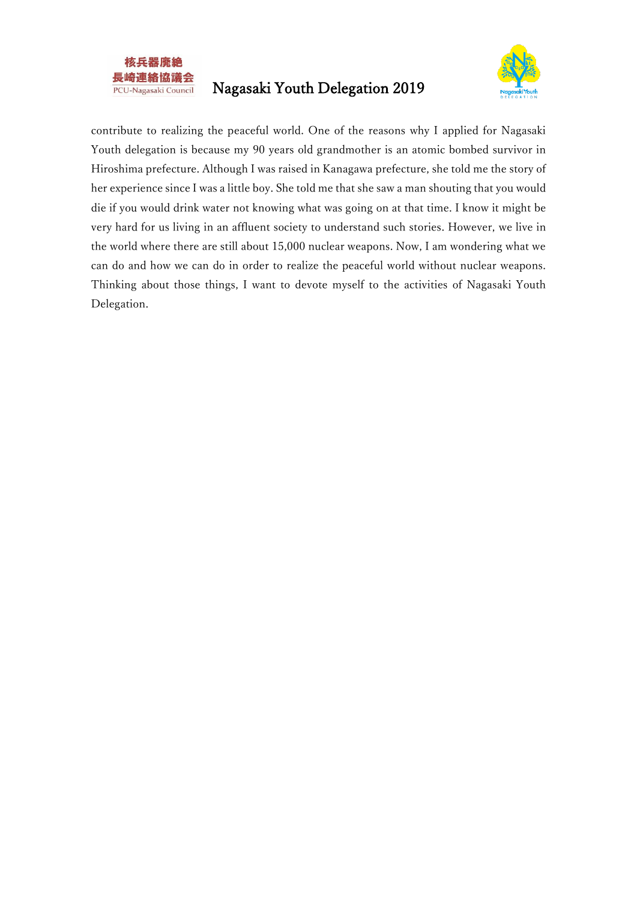contribute to realizing the peaceful world. One of the reasons why I applied for Nagasaki Youth delegation is because my 90 years old grandmother is an atomic bombed survivor in Hiroshima prefecture. Although I was raised in Kanagawa prefecture, she told me the story of her experience since I was a little boy. She told me that she saw a man shouting that you would die if you would drink water not knowing what was going on at that time. I know it might be very hard for us living in an affluent society to understand such stories. However, we live in the world where there are still about 15,000 nuclear weapons. Now, I am wondering what we can do and how we can do in order to realize the peaceful world without nuclear weapons. Thinking about those things, I want to devote myself to the activities of Nagasaki Youth Delegation.